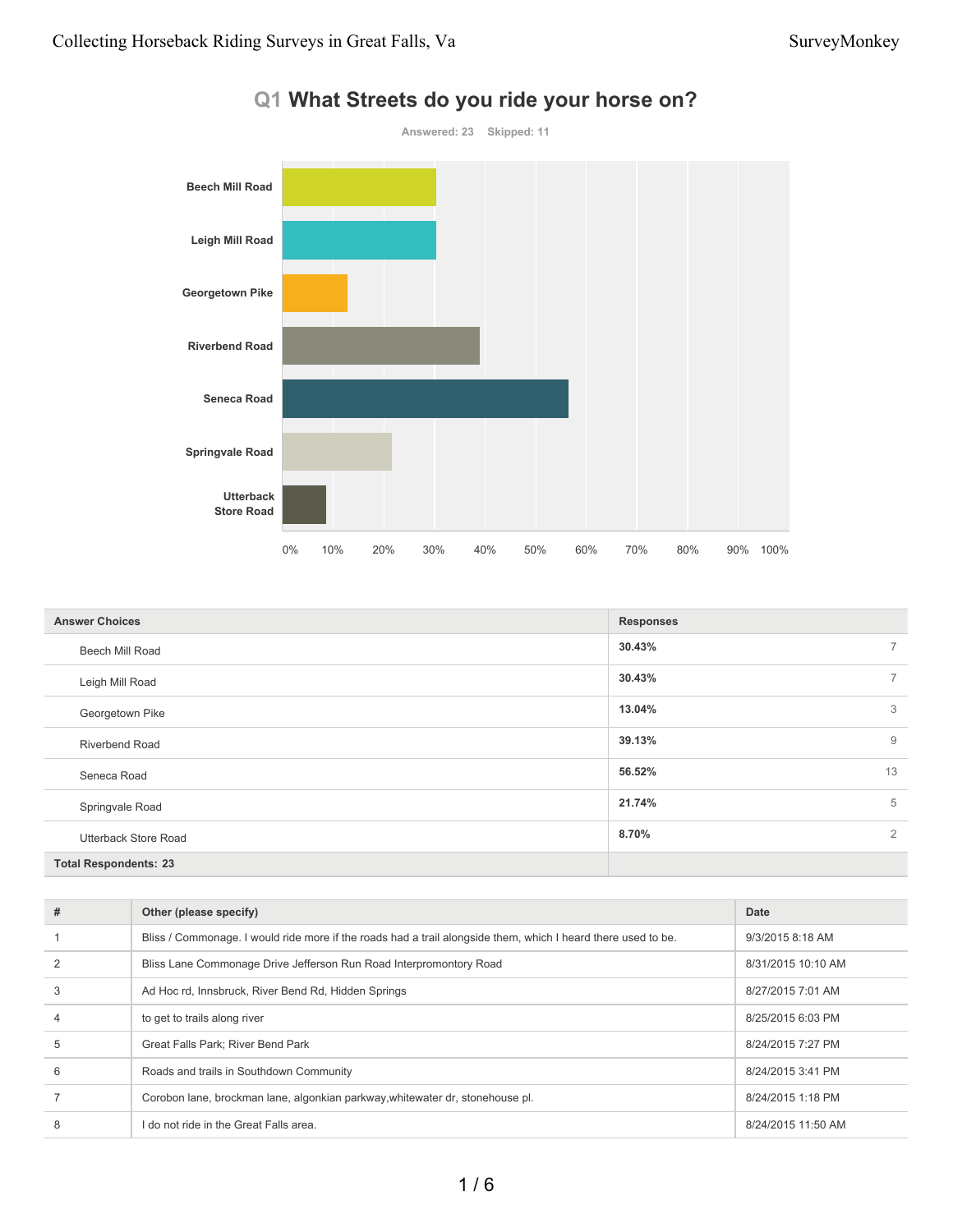# Q1 What Streets do you ride your horse on?

Answered: 23 Skipped: 11

| Answer Choices | Responses | |
|---|---|---|
| Beech Mill Road | 30.43% | 7 |
| Leigh Mill Road | 30.43% | 7 |
| Georgetown Pike | 13.04% | 3 |
| Riverbend Road | 39.13% | 9 |
| Seneca Road | 56.52% | 13 |
| Springvale Road | 21.74% | 5 |
| Utterback Store Road | 8.70% | 2 |
| **Total Respondents: 23** | | |

| # | Other (please specify) | Date |
|---|---|---|
| 1 | Bliss / Commonage. I would ride more if the roads had a trail alongside them, which I heard there used to be. | 9/3/2015 8:18 AM |
| 2 | Bliss Lane Commonage Drive Jefferson Run Road Interpromontory Road | 8/31/2015 10:10 AM |
| 3 | Ad Hoc rd, Innsbruck, River Bend Rd, Hidden Springs | 8/27/2015 7:01 AM |
| 4 | to get to trails along river | 8/25/2015 6:03 PM |
| 5 | Great Falls Park; River Bend Park | 8/24/2015 7:27 PM |
| 6 | Roads and trails in Southdown Community | 8/24/2015 3:41 PM |
| 7 | Corobon lane, brockman lane, algonkian parkway,whitewater dr, stonehouse pl. | 8/24/2015 1:18 PM |
| 8 | I do not ride in the Great Falls area. | 8/24/2015 11:50 AM |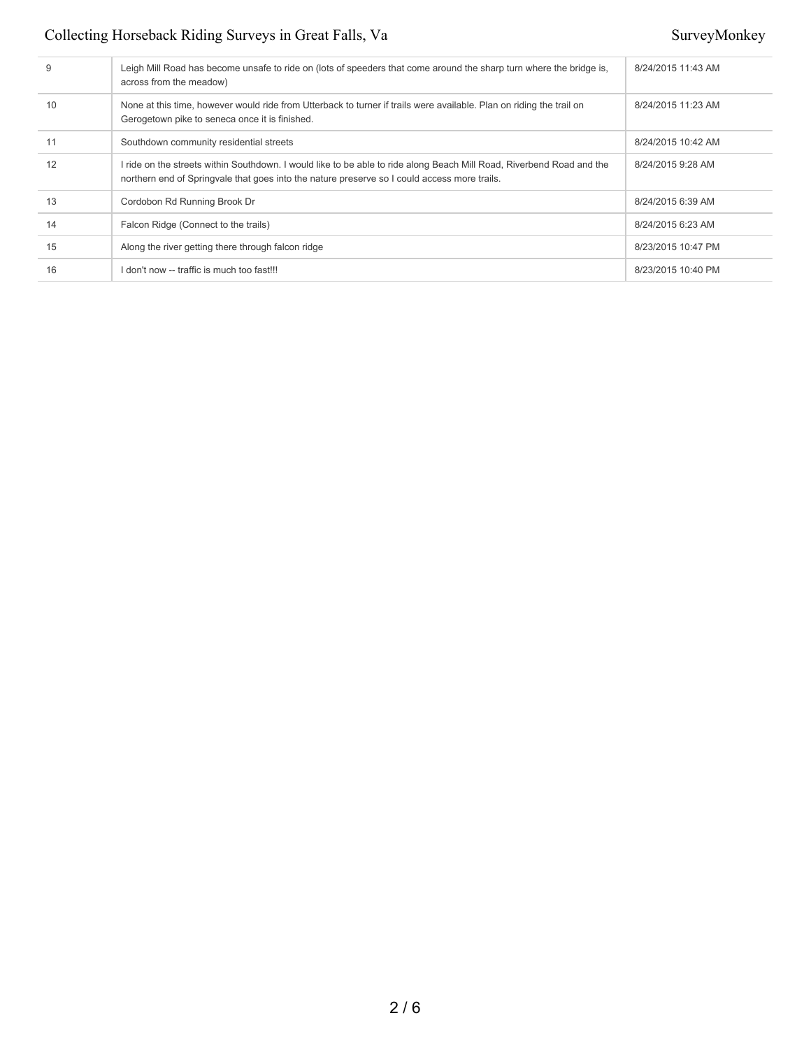| | | |
|---|---|---|
| 9 | Leigh Mill Road has become unsafe to ride on (lots of speeders that come around the sharp turn where the bridge is, across from the meadow) | 8/24/2015 11:43 AM |
| 10 | None at this time, however would ride from Utterback to turner if trails were available. Plan on riding the trail on Gerogetown pike to seneca once it is finished. | 8/24/2015 11:23 AM |
| 11 | Southdown community residential streets | 8/24/2015 10:42 AM |
| 12 | I ride on the streets within Southdown. I would like to be able to ride along Beach Mill Road, Riverbend Road and the northern end of Springvale that goes into the nature preserve so I could access more trails. | 8/24/2015 9:28 AM |
| 13 | Cordobon Rd Running Brook Dr | 8/24/2015 6:39 AM |
| 14 | Falcon Ridge (Connect to the trails) | 8/24/2015 6:23 AM |
| 15 | Along the river getting there through falcon ridge | 8/23/2015 10:47 PM |
| 16 | I don't now -- traffic is much too fast!!! | 8/23/2015 10:40 PM |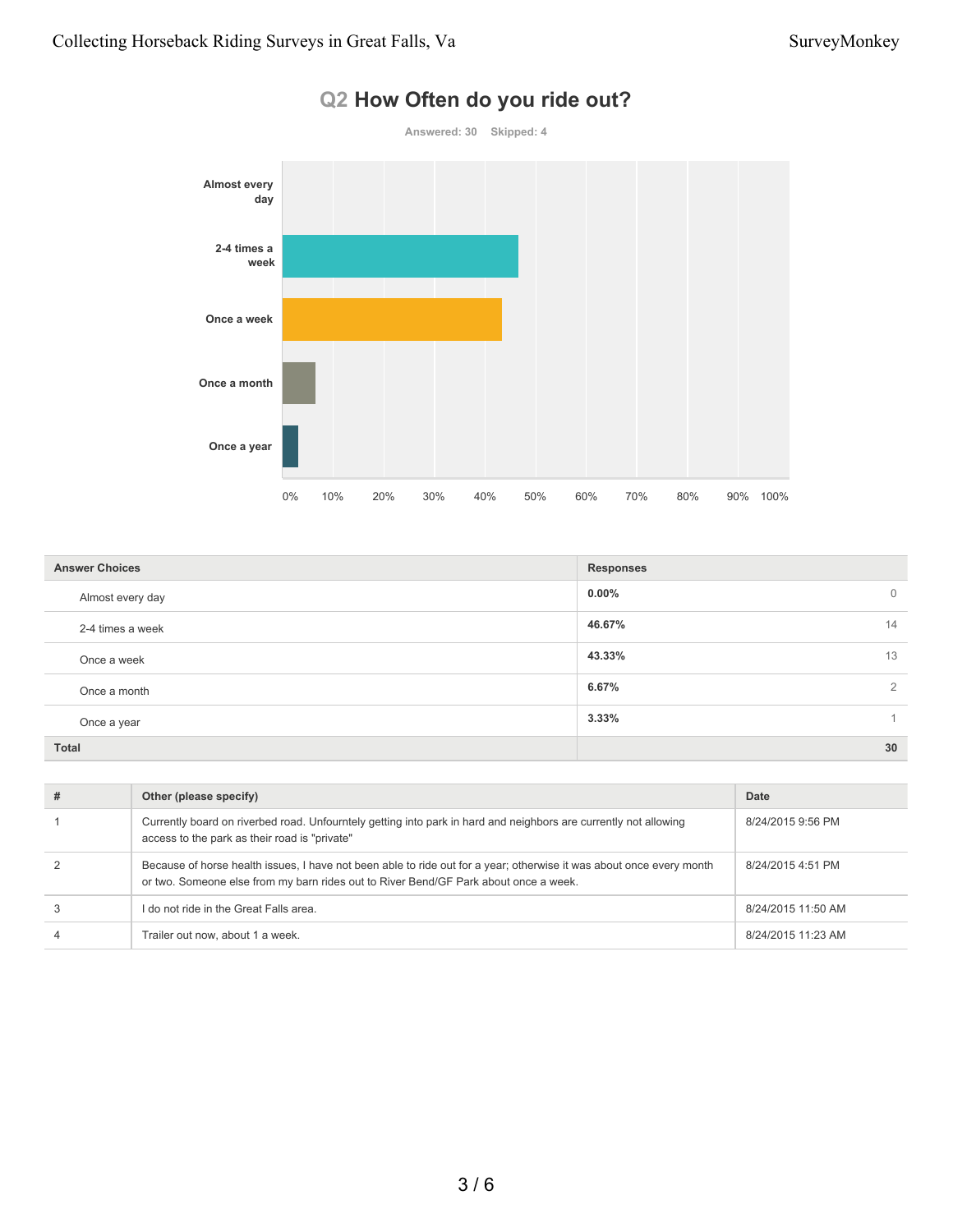## Q2 How Often do you ride out?

Answered: 30 Skipped: 4

| Answer Choices | Responses | |
|---|---|---|
| Almost every day | 0.00% | 0 |
| 2-4 times a week | 46.67% | 14 |
| Once a week | 43.33% | 13 |
| Once a month | 6.67% | 2 |
| Once a year | 3.33% | 1 |
| **Total** | | **30** |

| # | Other (please specify) | Date |
|---|---|---|
| 1 | Currently board on riverbed road. Unfourntely getting into park in hard and neighbors are currently not allowing access to the park as their road is "private" | 8/24/2015 9:56 PM |
| 2 | Because of horse health issues, I have not been able to ride out for a year; otherwise it was about once every month or two. Someone else from my barn rides out to River Bend/GF Park about once a week. | 8/24/2015 4:51 PM |
| 3 | I do not ride in the Great Falls area. | 8/24/2015 11:50 AM |
| 4 | Trailer out now, about 1 a week. | 8/24/2015 11:23 AM |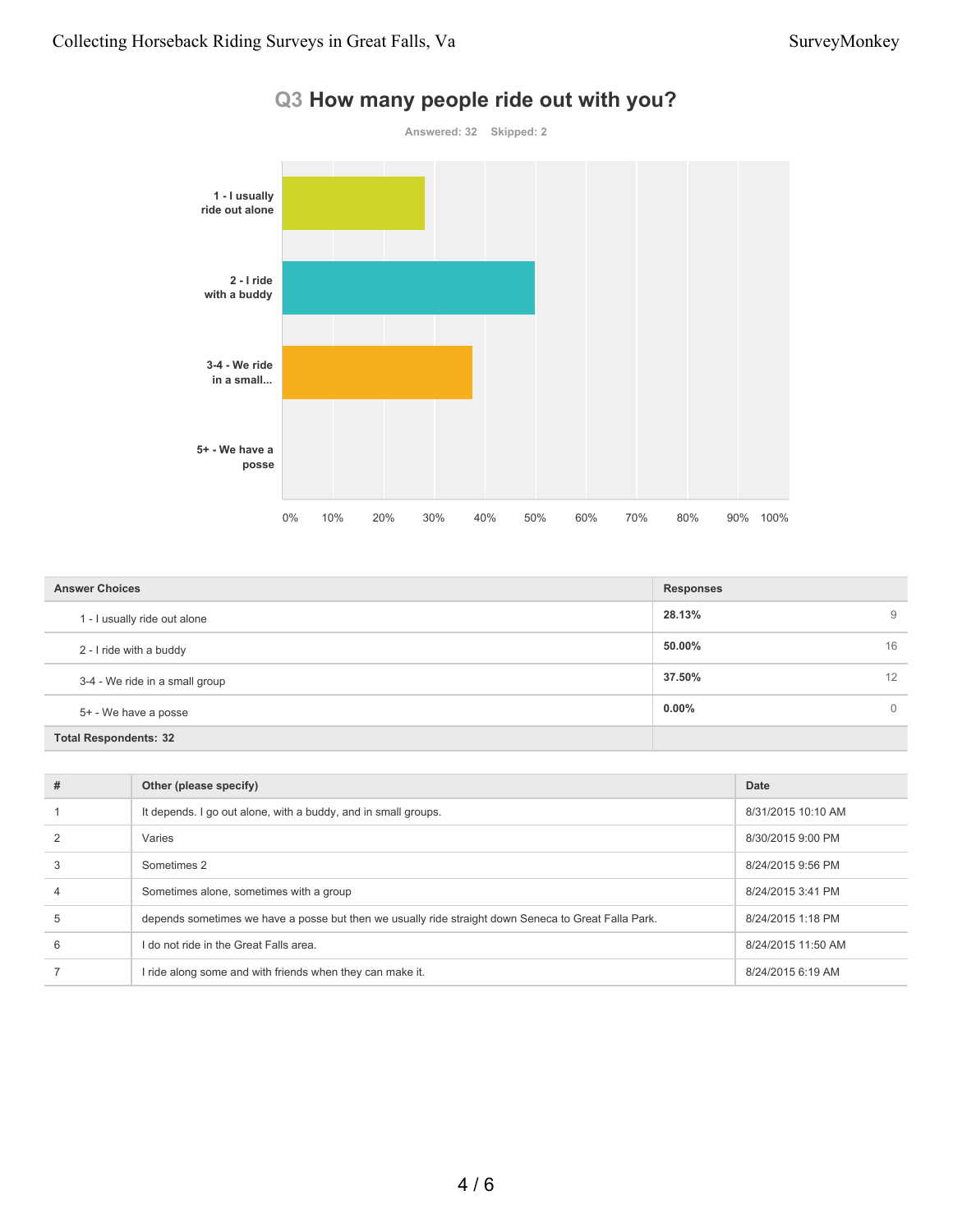## Q3 How many people ride out with you?

Answered: 32 Skipped: 2

| Answer Choices | Responses | |
|---|---|---|
| 1 - I usually ride out alone | **28.13%** | 9 |
| 2 - I ride with a buddy | **50.00%** | 16 |
| 3-4 - We ride in a small group | **37.50%** | 12 |
| 5+ - We have a posse | **0.00%** | 0 |
| **Total Respondents: 32** | | |

| # | Other (please specify) | Date |
|---|---|---|
| 1 | It depends. I go out alone, with a buddy, and in small groups. | 8/31/2015 10:10 AM |
| 2 | Varies | 8/30/2015 9:00 PM |
| 3 | Sometimes 2 | 8/24/2015 9:56 PM |
| 4 | Sometimes alone, sometimes with a group | 8/24/2015 3:41 PM |
| 5 | depends sometimes we have a posse but then we usually ride straight down Seneca to Great Falla Park. | 8/24/2015 1:18 PM |
| 6 | I do not ride in the Great Falls area. | 8/24/2015 11:50 AM |
| 7 | I ride along some and with friends when they can make it. | 8/24/2015 6:19 AM |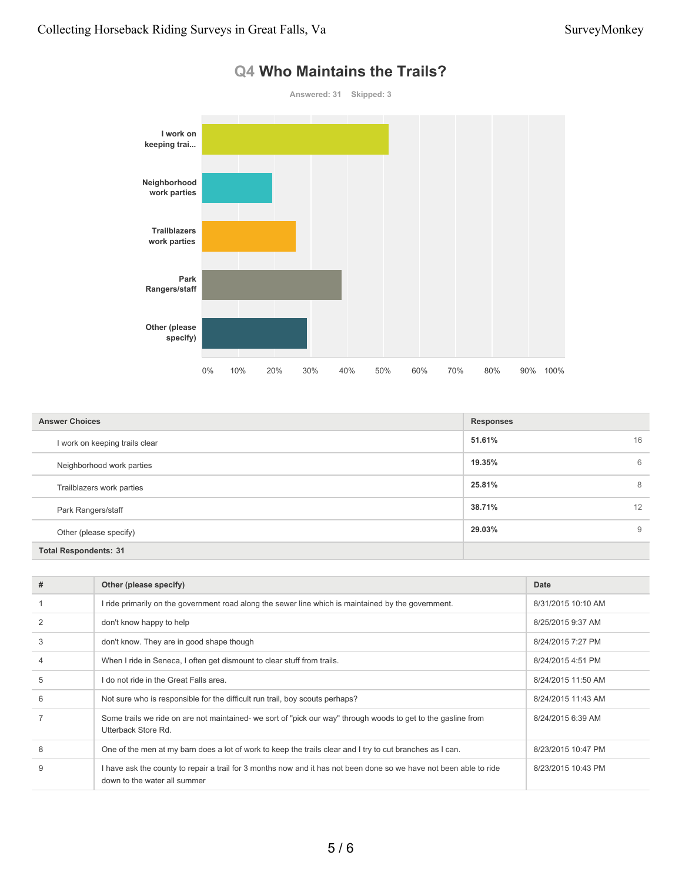## Q4 Who Maintains the Trails?

Answered: 31 Skipped: 3

| Answer Choices | Responses | |
|---|---|---|
| I work on keeping trails clear | 51.61% | 16 |
| Neighborhood work parties | 19.35% | 6 |
| Trailblazers work parties | 25.81% | 8 |
| Park Rangers/staff | 38.71% | 12 |
| Other (please specify) | 29.03% | 9 |
| **Total Respondents: 31** | | |

| # | Other (please specify) | Date |
|---|---|---|
| 1 | I ride primarily on the government road along the sewer line which is maintained by the government. | 8/31/2015 10:10 AM |
| 2 | don't know happy to help | 8/25/2015 9:37 AM |
| 3 | don't know. They are in good shape though | 8/24/2015 7:27 PM |
| 4 | When I ride in Seneca, I often get dismount to clear stuff from trails. | 8/24/2015 4:51 PM |
| 5 | I do not ride in the Great Falls area. | 8/24/2015 11:50 AM |
| 6 | Not sure who is responsible for the difficult run trail, boy scouts perhaps? | 8/24/2015 11:43 AM |
| 7 | Some trails we ride on are not maintained- we sort of "pick our way" through woods to get to the gasline from Utterback Store Rd. | 8/24/2015 6:39 AM |
| 8 | One of the men at my barn does a lot of work to keep the trails clear and I try to cut branches as I can. | 8/23/2015 10:47 PM |
| 9 | I have ask the county to repair a trail for 3 months now and it has not been done so we have not been able to ride down to the water all summer | 8/23/2015 10:43 PM |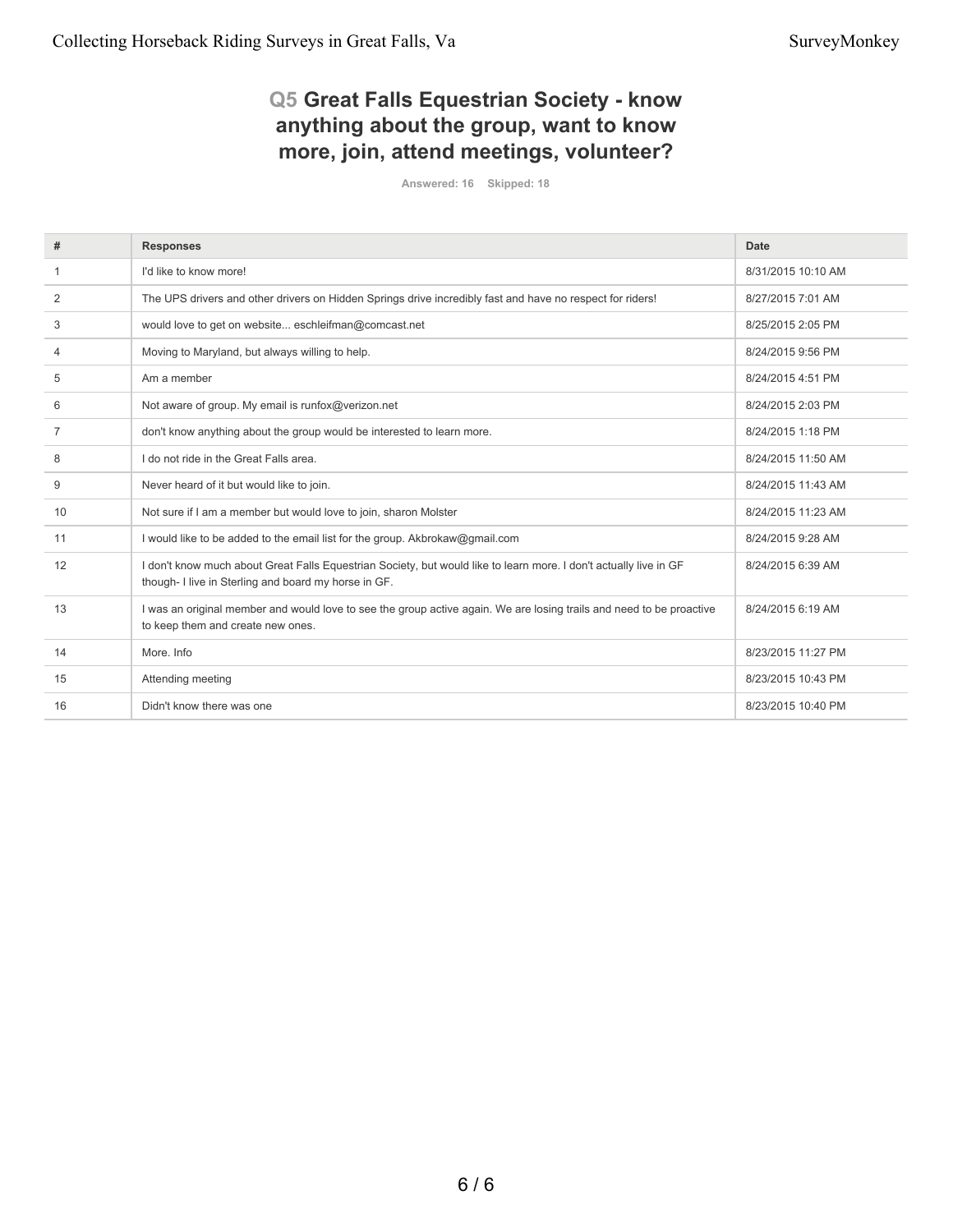## Q5 Great Falls Equestrian Society - know anything about the group, want to know more, join, attend meetings, volunteer?

Answered: 16 Skipped: 18

| # | Responses | Date |
|---|---|---|
| 1 | I'd like to know more! | 8/31/2015 10:10 AM |
| 2 | The UPS drivers and other drivers on Hidden Springs drive incredibly fast and have no respect for riders! | 8/27/2015 7:01 AM |
| 3 | would love to get on website... eschleifman@comcast.net | 8/25/2015 2:05 PM |
| 4 | Moving to Maryland, but always willing to help. | 8/24/2015 9:56 PM |
| 5 | Am a member | 8/24/2015 4:51 PM |
| 6 | Not aware of group. My email is runfox@verizon.net | 8/24/2015 2:03 PM |
| 7 | don't know anything about the group would be interested to learn more. | 8/24/2015 1:18 PM |
| 8 | I do not ride in the Great Falls area. | 8/24/2015 11:50 AM |
| 9 | Never heard of it but would like to join. | 8/24/2015 11:43 AM |
| 10 | Not sure if I am a member but would love to join, sharon Molster | 8/24/2015 11:23 AM |
| 11 | I would like to be added to the email list for the group. Akbrokaw@gmail.com | 8/24/2015 9:28 AM |
| 12 | I don't know much about Great Falls Equestrian Society, but would like to learn more. I don't actually live in GF though- I live in Sterling and board my horse in GF. | 8/24/2015 6:39 AM |
| 13 | I was an original member and would love to see the group active again. We are losing trails and need to be proactive to keep them and create new ones. | 8/24/2015 6:19 AM |
| 14 | More. Info | 8/23/2015 11:27 PM |
| 15 | Attending meeting | 8/23/2015 10:43 PM |
| 16 | Didn't know there was one | 8/23/2015 10:40 PM |